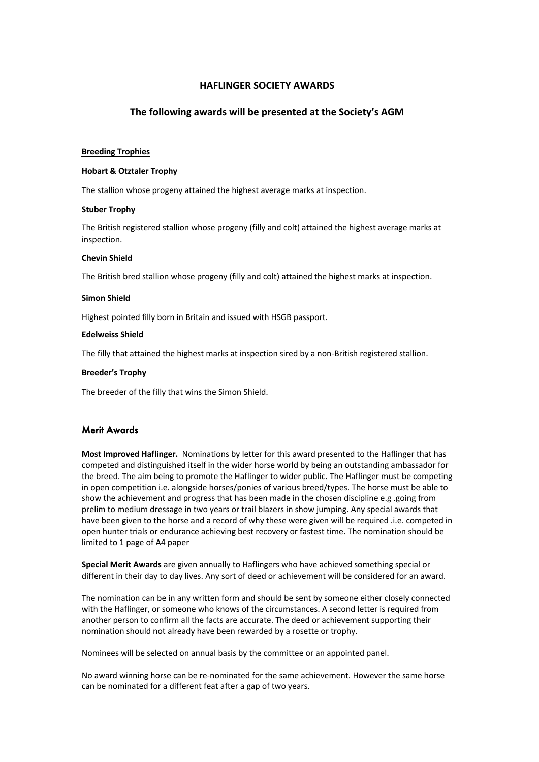# HAFLINGER SOCIETY AWARDS

## The following awards will be presented at the Society's AGM

### Breeding Trophies

**Hobart & Otztaler Trophy**

The stallion whose progeny attained the highest average marks at inspection.

**Stuber Trophy**

The British registered stallion whose progeny (filly and colt) attained the highest average marks at inspection.

**Chevin Shield**

The British bred stallion whose progeny (filly and colt) attained the highest marks at inspection.

**Simon Shield**

Highest pointed filly born in Britain and issued with HSGB passport.

**Edelweiss Shield**

The filly that attained the highest marks at inspection sired by a non-British registered stallion.

**Breeder's Trophy**

The breeder of the filly that wins the Simon Shield.

## Merit Awards

**Most Improved Haflinger.** Nominations by letter for this award presented to the Haflinger that has competed and distinguished itself in the wider horse world by being an outstanding ambassador for the breed. The aim being to promote the Haflinger to wider public. The Haflinger must be competing in open competition i.e. alongside horses/ponies of various breed/types. The horse must be able to show the achievement and progress that has been made in the chosen discipline e.g .going from prelim to medium dressage in two years or trail blazers in show jumping. Any special awards that have been given to the horse and a record of why these were given will be required .i.e. competed in open hunter trials or endurance achieving best recovery or fastest time. The nomination should be limited to 1 page of A4 paper

**Special Merit Awards** are given annually to Haflingers who have achieved something special or different in their day to day lives. Any sort of deed or achievement will be considered for an award.

The nomination can be in any written form and should be sent by someone either closely connected with the Haflinger, or someone who knows of the circumstances. A second letter is required from another person to confirm all the facts are accurate. The deed or achievement supporting their nomination should not already have been rewarded by a rosette or trophy.

Nominees will be selected on annual basis by the committee or an appointed panel.

No award winning horse can be re-nominated for the same achievement. However the same horse can be nominated for a different feat after a gap of two years.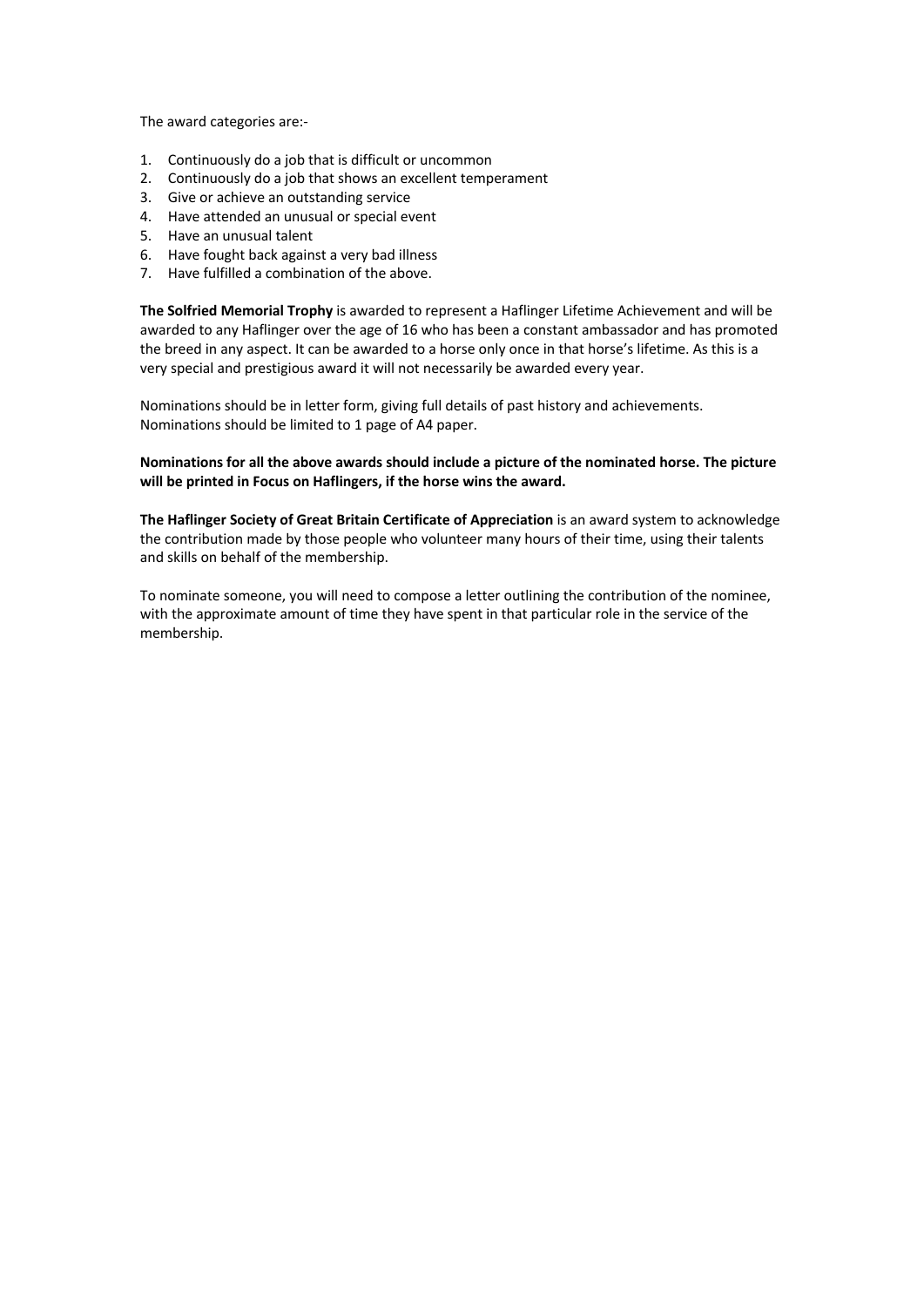The award categories are:-

1. Continuously do a job that is difficult or uncommon
2. Continuously do a job that shows an excellent temperament
3. Give or achieve an outstanding service
4. Have attended an unusual or special event
5. Have an unusual talent
6. Have fought back against a very bad illness
7. Have fulfilled a combination of the above.

**The Solfried Memorial Trophy** is awarded to represent a Haflinger Lifetime Achievement and will be awarded to any Haflinger over the age of 16 who has been a constant ambassador and has promoted the breed in any aspect. It can be awarded to a horse only once in that horse's lifetime. As this is a very special and prestigious award it will not necessarily be awarded every year.

Nominations should be in letter form, giving full details of past history and achievements. Nominations should be limited to 1 page of A4 paper.

**Nominations for all the above awards should include a picture of the nominated horse. The picture will be printed in Focus on Haflingers, if the horse wins the award.**

**The Haflinger Society of Great Britain Certificate of Appreciation** is an award system to acknowledge the contribution made by those people who volunteer many hours of their time, using their talents and skills on behalf of the membership.

To nominate someone, you will need to compose a letter outlining the contribution of the nominee, with the approximate amount of time they have spent in that particular role in the service of the membership.